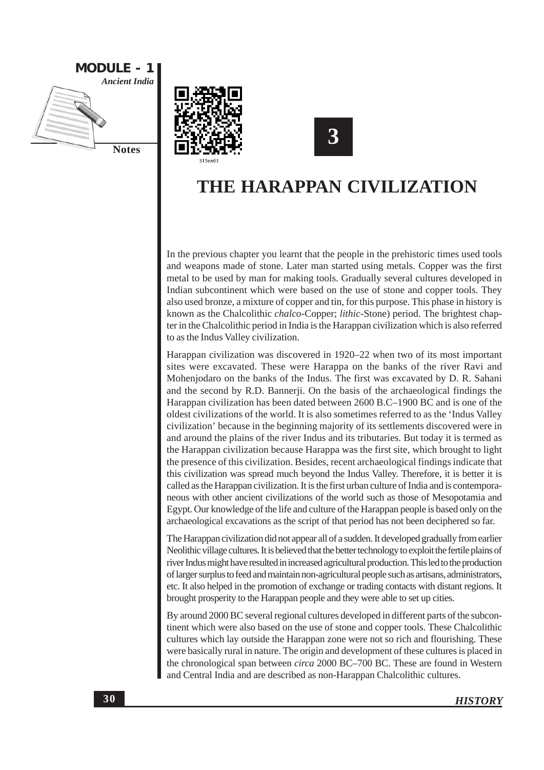# 3

# THE HARAPPAN CIVILIZATION

In the previous chapter you learnt that the people in the prehistoric times used tools and weapons made of stone. Later man started using metals. Copper was the first metal to be used by man for making tools. Gradually several cultures developed in Indian subcontinent which were based on the use of stone and copper tools. They also used bronze, a mixture of copper and tin, for this purpose. This phase in history is known as the Chalcolithic *chalco*-Copper; *lithic*-Stone) period. The brightest chapter in the Chalcolithic period in India is the Harappan civilization which is also referred to as the Indus Valley civilization.

Harappan civilization was discovered in 1920–22 when two of its most important sites were excavated. These were Harappa on the banks of the river Ravi and Mohenjodaro on the banks of the Indus. The first was excavated by D. R. Sahani and the second by R.D. Bannerji. On the basis of the archaeological findings the Harappan civilization has been dated between 2600 B.C–1900 BC and is one of the oldest civilizations of the world. It is also sometimes referred to as the 'Indus Valley civilization' because in the beginning majority of its settlements discovered were in and around the plains of the river Indus and its tributaries. But today it is termed as the Harappan civilization because Harappa was the first site, which brought to light the presence of this civilization. Besides, recent archaeological findings indicate that this civilization was spread much beyond the Indus Valley. Therefore, it is better it is called as the Harappan civilization. It is the first urban culture of India and is contemporaneous with other ancient civilizations of the world such as those of Mesopotamia and Egypt. Our knowledge of the life and culture of the Harappan people is based only on the archaeological excavations as the script of that period has not been deciphered so far.

The Harappan civilization did not appear all of a sudden. It developed gradually from earlier Neolithic village cultures. It is believed that the better technology to exploit the fertile plains of river Indus might have resulted in increased agricultural production. This led to the production of larger surplus to feed and maintain non-agricultural people such as artisans, administrators, etc. It also helped in the promotion of exchange or trading contacts with distant regions. It brought prosperity to the Harappan people and they were able to set up cities.

By around 2000 BC several regional cultures developed in different parts of the subcontinent which were also based on the use of stone and copper tools. These Chalcolithic cultures which lay outside the Harappan zone were not so rich and flourishing. These were basically rural in nature. The origin and development of these cultures is placed in the chronological span between *circa* 2000 BC–700 BC. These are found in Western and Central India and are described as non-Harappan Chalcolithic cultures.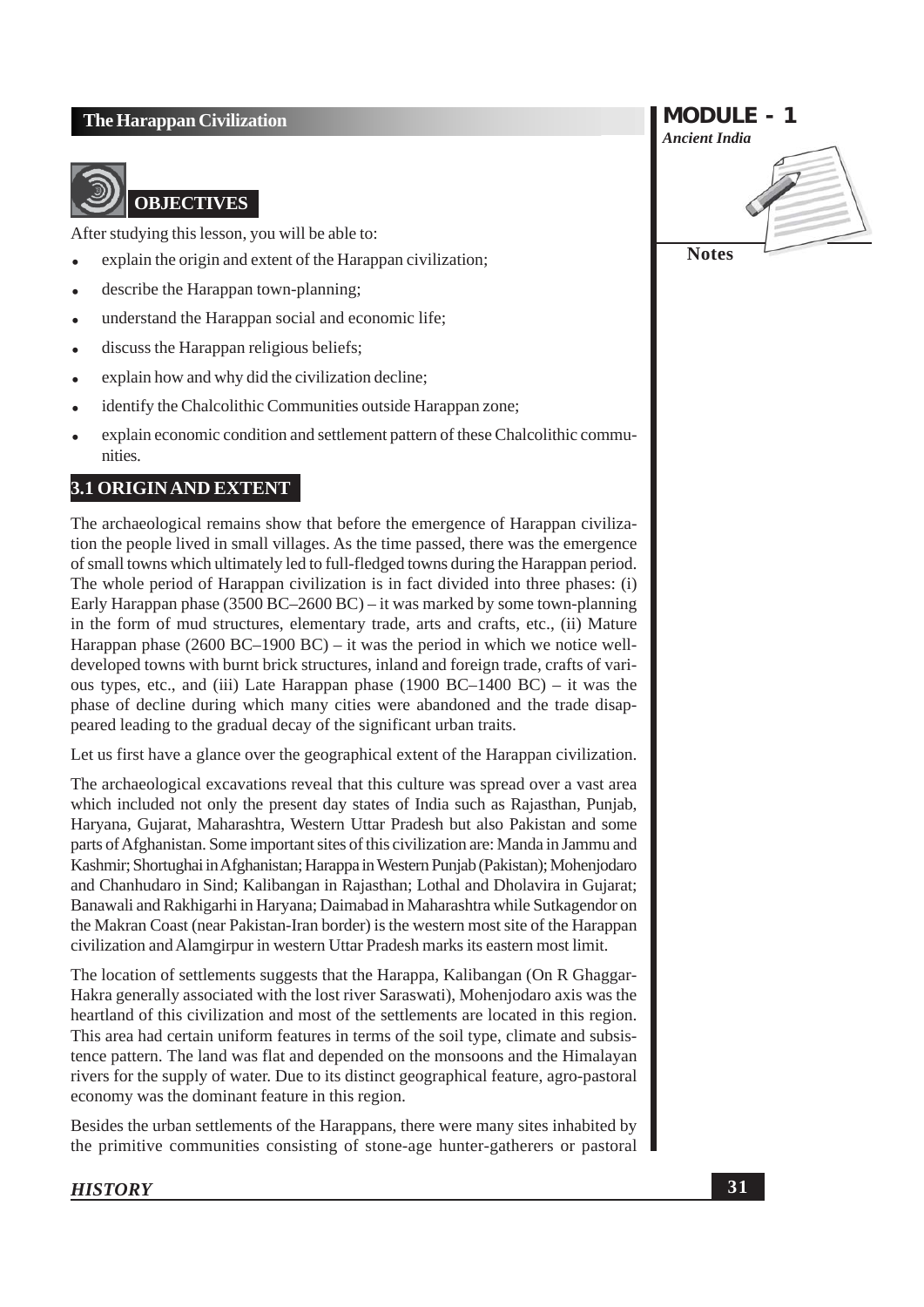## OBJECTIVES

After studying this lesson, you will be able to:

- explain the origin and extent of the Harappan civilization;
- describe the Harappan town-planning;
- understand the Harappan social and economic life;
- discuss the Harappan religious beliefs;
- explain how and why did the civilization decline;
- identify the Chalcolithic Communities outside Harappan zone;
- explain economic condition and settlement pattern of these Chalcolithic communities.

## 3.1 ORIGIN AND EXTENT

The archaeological remains show that before the emergence of Harappan civilization the people lived in small villages. As the time passed, there was the emergence of small towns which ultimately led to full-fledged towns during the Harappan period. The whole period of Harappan civilization is in fact divided into three phases: (i) Early Harappan phase (3500 BC–2600 BC) – it was marked by some town-planning in the form of mud structures, elementary trade, arts and crafts, etc., (ii) Mature Harappan phase (2600 BC–1900 BC) – it was the period in which we notice well-developed towns with burnt brick structures, inland and foreign trade, crafts of various types, etc., and (iii) Late Harappan phase (1900 BC–1400 BC) – it was the phase of decline during which many cities were abandoned and the trade disappeared leading to the gradual decay of the significant urban traits.

Let us first have a glance over the geographical extent of the Harappan civilization.

The archaeological excavations reveal that this culture was spread over a vast area which included not only the present day states of India such as Rajasthan, Punjab, Haryana, Gujarat, Maharashtra, Western Uttar Pradesh but also Pakistan and some parts of Afghanistan. Some important sites of this civilization are: Manda in Jammu and Kashmir; Shortughai in Afghanistan; Harappa in Western Punjab (Pakistan); Mohenjodaro and Chanhudaro in Sind; Kalibangan in Rajasthan; Lothal and Dholavira in Gujarat; Banawali and Rakhigarhi in Haryana; Daimabad in Maharashtra while Sutkagendor on the Makran Coast (near Pakistan-Iran border) is the western most site of the Harappan civilization and Alamgirpur in western Uttar Pradesh marks its eastern most limit.

The location of settlements suggests that the Harappa, Kalibangan (On R Ghaggar-Hakra generally associated with the lost river Saraswati), Mohenjodaro axis was the heartland of this civilization and most of the settlements are located in this region. This area had certain uniform features in terms of the soil type, climate and subsistence pattern. The land was flat and depended on the monsoons and the Himalayan rivers for the supply of water. Due to its distinct geographical feature, agro-pastoral economy was the dominant feature in this region.

Besides the urban settlements of the Harappans, there were many sites inhabited by the primitive communities consisting of stone-age hunter-gatherers or pastoral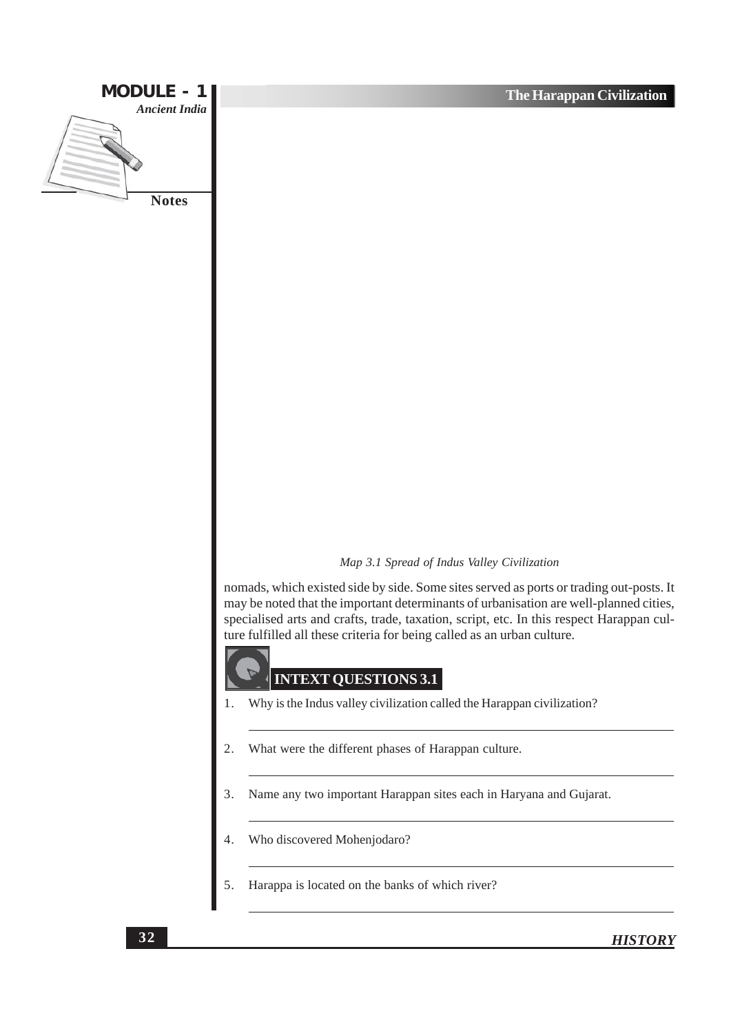*Map 3.1 Spread of Indus Valley Civilization*

nomads, which existed side by side. Some sites served as ports or trading out-posts. It may be noted that the important determinants of urbanisation are well-planned cities, specialised arts and crafts, trade, taxation, script, etc. In this respect Harappan culture fulfilled all these criteria for being called as an urban culture.

## INTEXT QUESTIONS 3.1

1. Why is the Indus valley civilization called the Harappan civilization?

2. What were the different phases of Harappan culture.

3. Name any two important Harappan sites each in Haryana and Gujarat.

4. Who discovered Mohenjodaro?

5. Harappa is located on the banks of which river?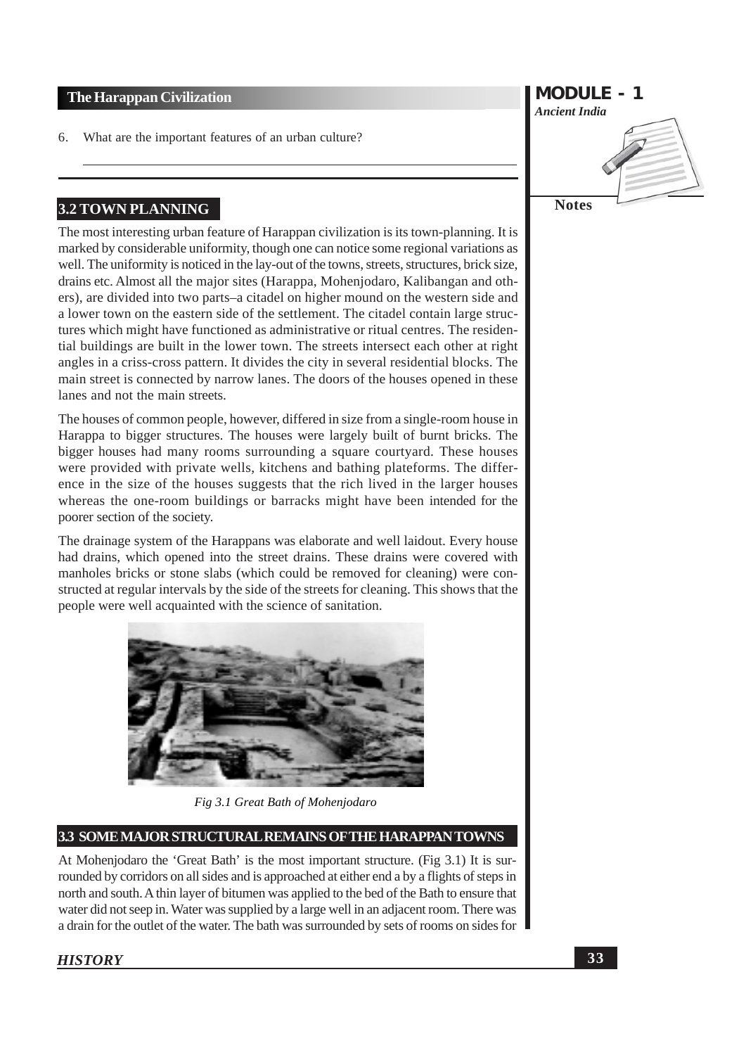6. What are the important features of an urban culture?

______________________________________________________________

## 3.2 TOWN PLANNING

The most interesting urban feature of Harappan civilization is its town-planning. It is marked by considerable uniformity, though one can notice some regional variations as well. The uniformity is noticed in the lay-out of the towns, streets, structures, brick size, drains etc. Almost all the major sites (Harappa, Mohenjodaro, Kalibangan and others), are divided into two parts–a citadel on higher mound on the western side and a lower town on the eastern side of the settlement. The citadel contain large structures which might have functioned as administrative or ritual centres. The residential buildings are built in the lower town. The streets intersect each other at right angles in a criss-cross pattern. It divides the city in several residential blocks. The main street is connected by narrow lanes. The doors of the houses opened in these lanes and not the main streets.

The houses of common people, however, differed in size from a single-room house in Harappa to bigger structures. The houses were largely built of burnt bricks. The bigger houses had many rooms surrounding a square courtyard. These houses were provided with private wells, kitchens and bathing plateforms. The difference in the size of the houses suggests that the rich lived in the larger houses whereas the one-room buildings or barracks might have been intended for the poorer section of the society.

The drainage system of the Harappans was elaborate and well laidout. Every house had drains, which opened into the street drains. These drains were covered with manholes bricks or stone slabs (which could be removed for cleaning) were constructed at regular intervals by the side of the streets for cleaning. This shows that the people were well acquainted with the science of sanitation.

*Fig 3.1 Great Bath of Mohenjodaro*

## 3.3 SOME MAJOR STRUCTURAL REMAINS OF THE HARAPPAN TOWNS

At Mohenjodaro the 'Great Bath' is the most important structure. (Fig 3.1) It is surrounded by corridors on all sides and is approached at either end a by a flights of steps in north and south. A thin layer of bitumen was applied to the bed of the Bath to ensure that water did not seep in. Water was supplied by a large well in an adjacent room. There was a drain for the outlet of the water. The bath was surrounded by sets of rooms on sides for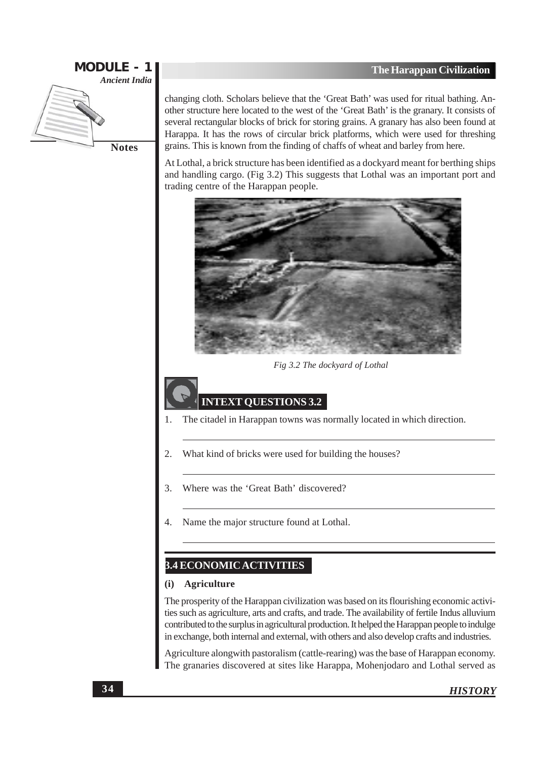changing cloth. Scholars believe that the 'Great Bath' was used for ritual bathing. Another structure here located to the west of the 'Great Bath' is the granary. It consists of several rectangular blocks of brick for storing grains. A granary has also been found at Harappa. It has the rows of circular brick platforms, which were used for threshing grains. This is known from the finding of chaffs of wheat and barley from here.

At Lothal, a brick structure has been identified as a dockyard meant for berthing ships and handling cargo. (Fig 3.2) This suggests that Lothal was an important port and trading centre of the Harappan people.

*Fig 3.2 The dockyard of Lothal*

## INTEXT QUESTIONS 3.2

1. The citadel in Harappan towns was normally located in which direction.

2. What kind of bricks were used for building the houses?

3. Where was the 'Great Bath' discovered?

4. Name the major structure found at Lothal.

## 3.4 ECONOMIC ACTIVITIES

### (i) Agriculture

The prosperity of the Harappan civilization was based on its flourishing economic activities such as agriculture, arts and crafts, and trade. The availability of fertile Indus alluvium contributed to the surplus in agricultural production. It helped the Harappan people to indulge in exchange, both internal and external, with others and also develop crafts and industries.

Agriculture alongwith pastoralism (cattle-rearing) was the base of Harappan economy. The granaries discovered at sites like Harappa, Mohenjodaro and Lothal served as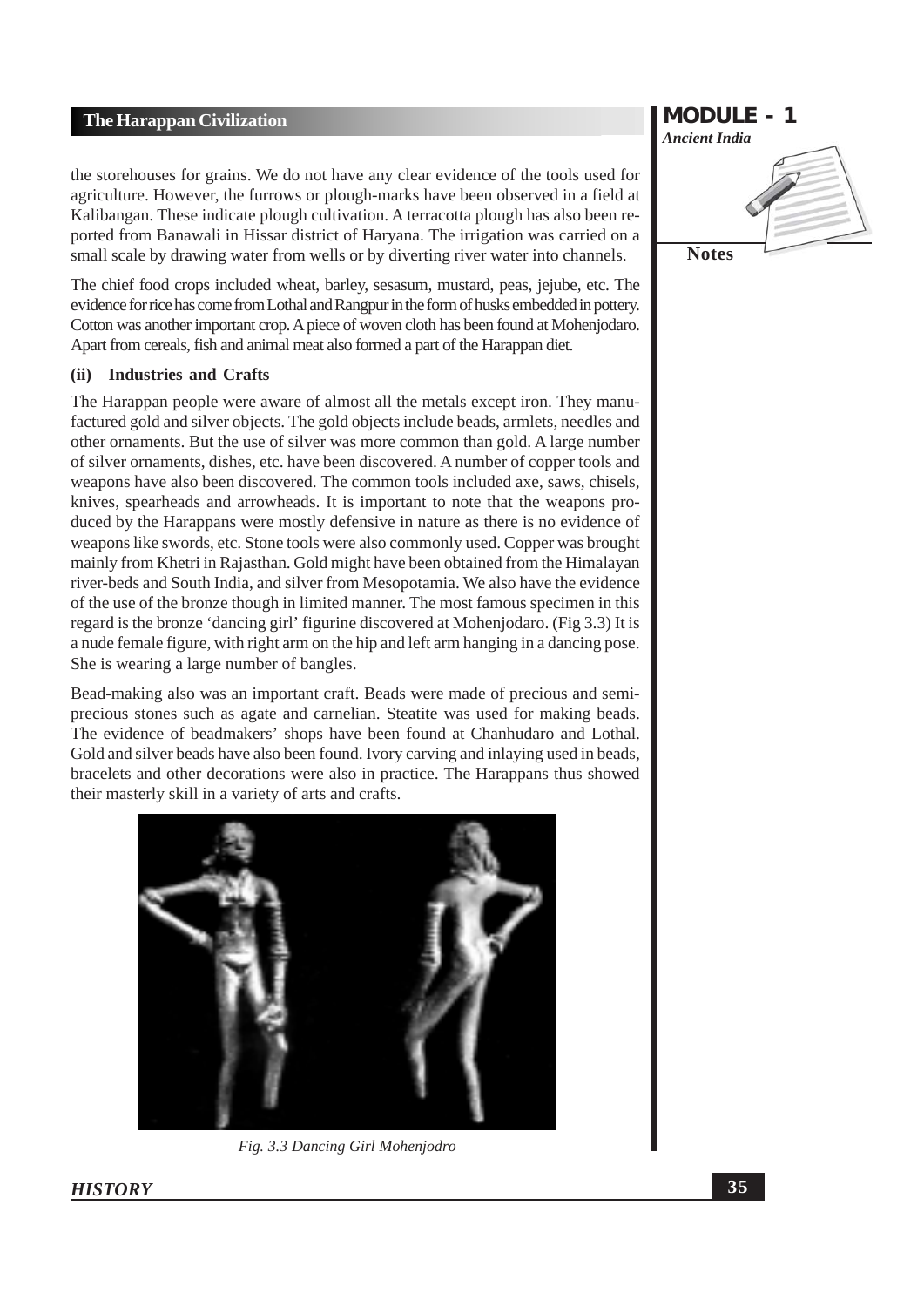the storehouses for grains. We do not have any clear evidence of the tools used for agriculture. However, the furrows or plough-marks have been observed in a field at Kalibangan. These indicate plough cultivation. A terracotta plough has also been reported from Banawali in Hissar district of Haryana. The irrigation was carried on a small scale by drawing water from wells or by diverting river water into channels.

The chief food crops included wheat, barley, sesasum, mustard, peas, jejube, etc. The evidence for rice has come from Lothal and Rangpur in the form of husks embedded in pottery. Cotton was another important crop. A piece of woven cloth has been found at Mohenjodaro. Apart from cereals, fish and animal meat also formed a part of the Harappan diet.

### (ii) Industries and Crafts

The Harappan people were aware of almost all the metals except iron. They manufactured gold and silver objects. The gold objects include beads, armlets, needles and other ornaments. But the use of silver was more common than gold. A large number of silver ornaments, dishes, etc. have been discovered. A number of copper tools and weapons have also been discovered. The common tools included axe, saws, chisels, knives, spearheads and arrowheads. It is important to note that the weapons produced by the Harappans were mostly defensive in nature as there is no evidence of weapons like swords, etc. Stone tools were also commonly used. Copper was brought mainly from Khetri in Rajasthan. Gold might have been obtained from the Himalayan river-beds and South India, and silver from Mesopotamia. We also have the evidence of the use of the bronze though in limited manner. The most famous specimen in this regard is the bronze 'dancing girl' figurine discovered at Mohenjodaro. (Fig 3.3) It is a nude female figure, with right arm on the hip and left arm hanging in a dancing pose. She is wearing a large number of bangles.

Bead-making also was an important craft. Beads were made of precious and semi-precious stones such as agate and carnelian. Steatite was used for making beads. The evidence of beadmakers' shops have been found at Chanhudaro and Lothal. Gold and silver beads have also been found. Ivory carving and inlaying used in beads, bracelets and other decorations were also in practice. The Harappans thus showed their masterly skill in a variety of arts and crafts.

*Fig. 3.3 Dancing Girl Mohenjodro*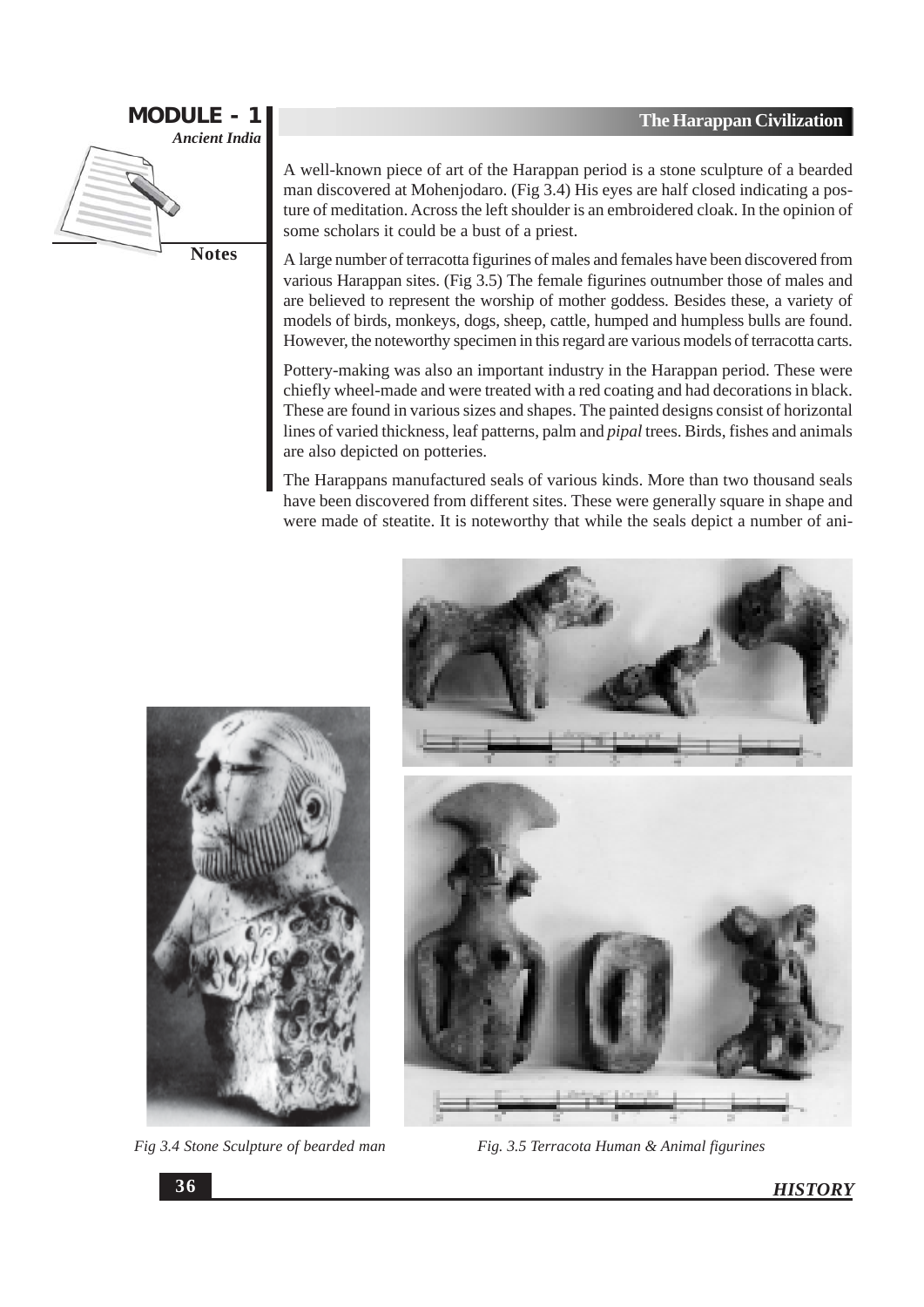A well-known piece of art of the Harappan period is a stone sculpture of a bearded man discovered at Mohenjodaro. (Fig 3.4) His eyes are half closed indicating a posture of meditation. Across the left shoulder is an embroidered cloak. In the opinion of some scholars it could be a bust of a priest.

A large number of terracotta figurines of males and females have been discovered from various Harappan sites. (Fig 3.5) The female figurines outnumber those of males and are believed to represent the worship of mother goddess. Besides these, a variety of models of birds, monkeys, dogs, sheep, cattle, humped and humpless bulls are found. However, the noteworthy specimen in this regard are various models of terracotta carts.

Pottery-making was also an important industry in the Harappan period. These were chiefly wheel-made and were treated with a red coating and had decorations in black. These are found in various sizes and shapes. The painted designs consist of horizontal lines of varied thickness, leaf patterns, palm and *pipal* trees. Birds, fishes and animals are also depicted on potteries.

The Harappans manufactured seals of various kinds. More than two thousand seals have been discovered from different sites. These were generally square in shape and were made of steatite. It is noteworthy that while the seals depict a number of ani-

*Fig 3.4 Stone Sculpture of bearded man*

*Fig. 3.5 Terracota Human & Animal figurines*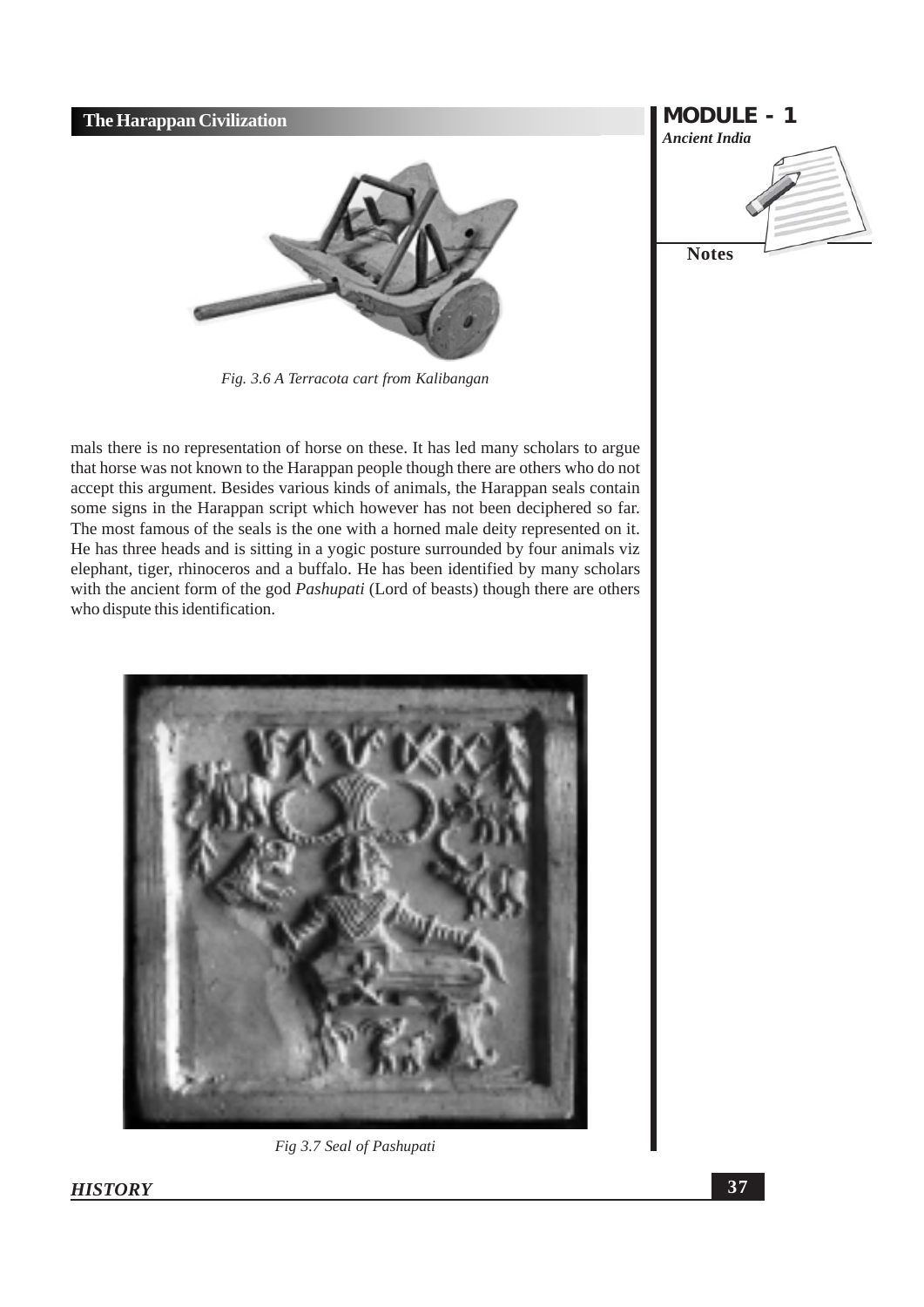*Fig. 3.6 A Terracota cart from Kalibangan*

mals there is no representation of horse on these. It has led many scholars to argue that horse was not known to the Harappan people though there are others who do not accept this argument. Besides various kinds of animals, the Harappan seals contain some signs in the Harappan script which however has not been deciphered so far. The most famous of the seals is the one with a horned male deity represented on it. He has three heads and is sitting in a yogic posture surrounded by four animals viz elephant, tiger, rhinoceros and a buffalo. He has been identified by many scholars with the ancient form of the god *Pashupati* (Lord of beasts) though there are others who dispute this identification.

*Fig 3.7 Seal of Pashupati*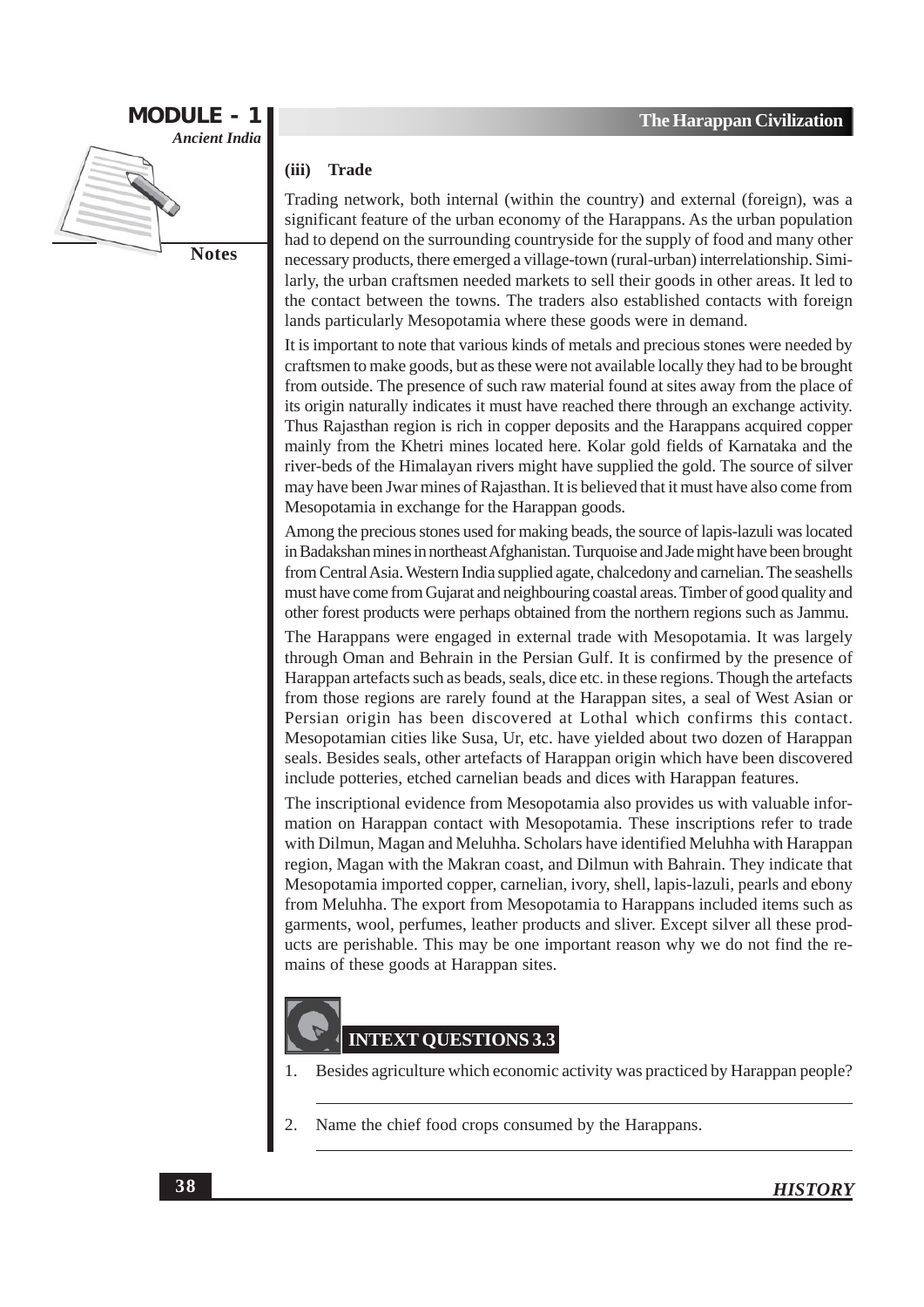### (iii) Trade

Trading network, both internal (within the country) and external (foreign), was a significant feature of the urban economy of the Harappans. As the urban population had to depend on the surrounding countryside for the supply of food and many other necessary products, there emerged a village-town (rural-urban) interrelationship. Similarly, the urban craftsmen needed markets to sell their goods in other areas. It led to the contact between the towns. The traders also established contacts with foreign lands particularly Mesopotamia where these goods were in demand.

It is important to note that various kinds of metals and precious stones were needed by craftsmen to make goods, but as these were not available locally they had to be brought from outside. The presence of such raw material found at sites away from the place of its origin naturally indicates it must have reached there through an exchange activity. Thus Rajasthan region is rich in copper deposits and the Harappans acquired copper mainly from the Khetri mines located here. Kolar gold fields of Karnataka and the river-beds of the Himalayan rivers might have supplied the gold. The source of silver may have been Jwar mines of Rajasthan. It is believed that it must have also come from Mesopotamia in exchange for the Harappan goods.

Among the precious stones used for making beads, the source of lapis-lazuli was located in Badakshan mines in northeast Afghanistan. Turquoise and Jade might have been brought from Central Asia. Western India supplied agate, chalcedony and carnelian. The seashells must have come from Gujarat and neighbouring coastal areas. Timber of good quality and other forest products were perhaps obtained from the northern regions such as Jammu.

The Harappans were engaged in external trade with Mesopotamia. It was largely through Oman and Behrain in the Persian Gulf. It is confirmed by the presence of Harappan artefacts such as beads, seals, dice etc. in these regions. Though the artefacts from those regions are rarely found at the Harappan sites, a seal of West Asian or Persian origin has been discovered at Lothal which confirms this contact. Mesopotamian cities like Susa, Ur, etc. have yielded about two dozen of Harappan seals. Besides seals, other artefacts of Harappan origin which have been discovered include potteries, etched carnelian beads and dices with Harappan features.

The inscriptional evidence from Mesopotamia also provides us with valuable information on Harappan contact with Mesopotamia. These inscriptions refer to trade with Dilmun, Magan and Meluhha. Scholars have identified Meluhha with Harappan region, Magan with the Makran coast, and Dilmun with Bahrain. They indicate that Mesopotamia imported copper, carnelian, ivory, shell, lapis-lazuli, pearls and ebony from Meluhha. The export from Mesopotamia to Harappans included items such as garments, wool, perfumes, leather products and sliver. Except silver all these products are perishable. This may be one important reason why we do not find the remains of these goods at Harappan sites.

## INTEXT QUESTIONS 3.3

1. Besides agriculture which economic activity was practiced by Harappan people?

2. Name the chief food crops consumed by the Harappans.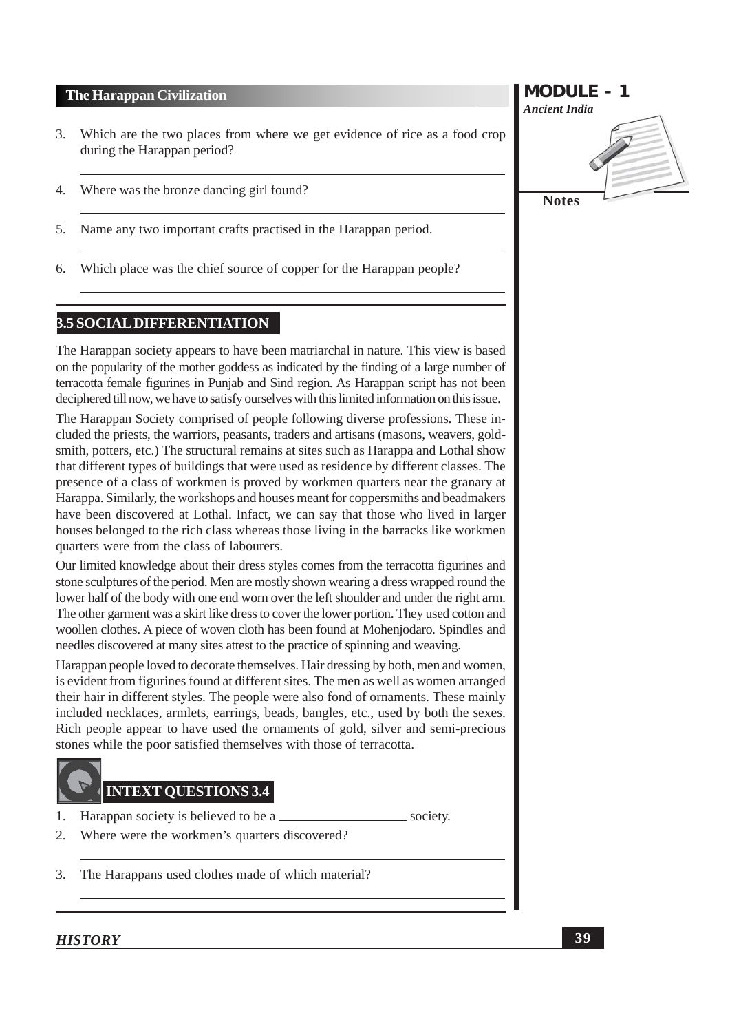3. Which are the two places from where we get evidence of rice as a food crop during the Harappan period?

______________________________________________

4. Where was the bronze dancing girl found?

______________________________________________

5. Name any two important crafts practised in the Harappan period.

______________________________________________

6. Which place was the chief source of copper for the Harappan people?

______________________________________________

## 3.5 SOCIAL DIFFERENTIATION

The Harappan society appears to have been matriarchal in nature. This view is based on the popularity of the mother goddess as indicated by the finding of a large number of terracotta female figurines in Punjab and Sind region. As Harappan script has not been deciphered till now, we have to satisfy ourselves with this limited information on this issue.

The Harappan Society comprised of people following diverse professions. These included the priests, the warriors, peasants, traders and artisans (masons, weavers, goldsmith, potters, etc.) The structural remains at sites such as Harappa and Lothal show that different types of buildings that were used as residence by different classes. The presence of a class of workmen is proved by workmen quarters near the granary at Harappa. Similarly, the workshops and houses meant for coppersmiths and beadmakers have been discovered at Lothal. Infact, we can say that those who lived in larger houses belonged to the rich class whereas those living in the barracks like workmen quarters were from the class of labourers.

Our limited knowledge about their dress styles comes from the terracotta figurines and stone sculptures of the period. Men are mostly shown wearing a dress wrapped round the lower half of the body with one end worn over the left shoulder and under the right arm. The other garment was a skirt like dress to cover the lower portion. They used cotton and woollen clothes. A piece of woven cloth has been found at Mohenjodaro. Spindles and needles discovered at many sites attest to the practice of spinning and weaving.

Harappan people loved to decorate themselves. Hair dressing by both, men and women, is evident from figurines found at different sites. The men as well as women arranged their hair in different styles. The people were also fond of ornaments. These mainly included necklaces, armlets, earrings, beads, bangles, etc., used by both the sexes. Rich people appear to have used the ornaments of gold, silver and semi-precious stones while the poor satisfied themselves with those of terracotta.

### INTEXT QUESTIONS 3.4

1. Harappan society is believed to be a __________________ society.
2. Where were the workmen's quarters discovered?

______________________________________________

3. The Harappans used clothes made of which material?

______________________________________________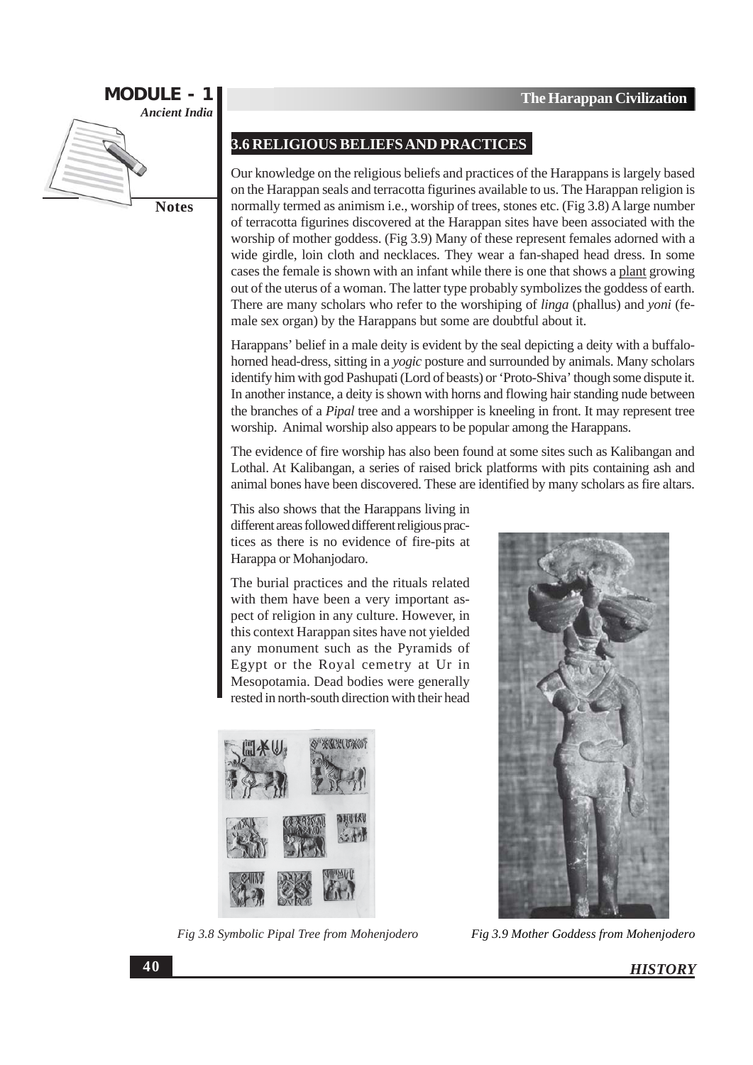## 3.6 RELIGIOUS BELIEFS AND PRACTICES

Our knowledge on the religious beliefs and practices of the Harappans is largely based on the Harappan seals and terracotta figurines available to us. The Harappan religion is normally termed as animism i.e., worship of trees, stones etc. (Fig 3.8) A large number of terracotta figurines discovered at the Harappan sites have been associated with the worship of mother goddess. (Fig 3.9) Many of these represent females adorned with a wide girdle, loin cloth and necklaces. They wear a fan-shaped head dress. In some cases the female is shown with an infant while there is one that shows a plant growing out of the uterus of a woman. The latter type probably symbolizes the goddess of earth. There are many scholars who refer to the worshiping of *linga* (phallus) and *yoni* (female sex organ) by the Harappans but some are doubtful about it.

Harappans' belief in a male deity is evident by the seal depicting a deity with a buffalo-horned head-dress, sitting in a *yogic* posture and surrounded by animals. Many scholars identify him with god Pashupati (Lord of beasts) or 'Proto-Shiva' though some dispute it. In another instance, a deity is shown with horns and flowing hair standing nude between the branches of a *Pipal* tree and a worshipper is kneeling in front. It may represent tree worship. Animal worship also appears to be popular among the Harappans.

The evidence of fire worship has also been found at some sites such as Kalibangan and Lothal. At Kalibangan, a series of raised brick platforms with pits containing ash and animal bones have been discovered. These are identified by many scholars as fire altars.

This also shows that the Harappans living in different areas followed different religious practices as there is no evidence of fire-pits at Harappa or Mohanjodaro.

The burial practices and the rituals related with them have been a very important aspect of religion in any culture. However, in this context Harappan sites have not yielded any monument such as the Pyramids of Egypt or the Royal cemetry at Ur in Mesopotamia. Dead bodies were generally rested in north-south direction with their head

*Fig 3.8 Symbolic Pipal Tree from Mohenjodero*

*Fig 3.9 Mother Goddess from Mohenjodero*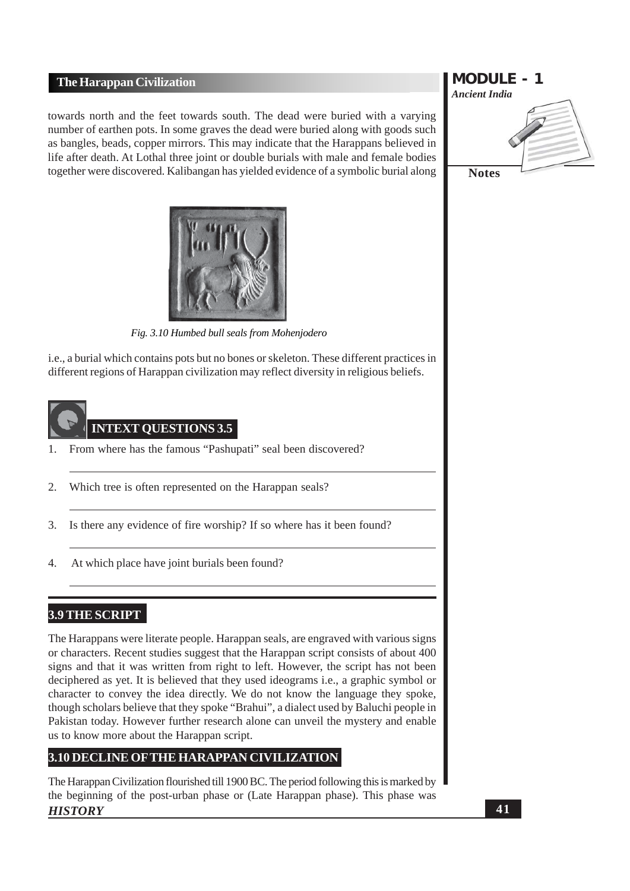towards north and the feet towards south. The dead were buried with a varying number of earthen pots. In some graves the dead were buried along with goods such as bangles, beads, copper mirrors. This may indicate that the Harappans believed in life after death. At Lothal three joint or double burials with male and female bodies together were discovered. Kalibangan has yielded evidence of a symbolic burial along

*Fig. 3.10 Humbed bull seals from Mohenjodero*

i.e., a burial which contains pots but no bones or skeleton. These different practices in different regions of Harappan civilization may reflect diversity in religious beliefs.

## INTEXT QUESTIONS 3.5

1. From where has the famous "Pashupati" seal been discovered?
2. Which tree is often represented on the Harappan seals?
3. Is there any evidence of fire worship? If so where has it been found?
4. At which place have joint burials been found?

## 3.9 THE SCRIPT

The Harappans were literate people. Harappan seals, are engraved with various signs or characters. Recent studies suggest that the Harappan script consists of about 400 signs and that it was written from right to left. However, the script has not been deciphered as yet. It is believed that they used ideograms i.e., a graphic symbol or character to convey the idea directly. We do not know the language they spoke, though scholars believe that they spoke "Brahui", a dialect used by Baluchi people in Pakistan today. However further research alone can unveil the mystery and enable us to know more about the Harappan script.

## 3.10 DECLINE OF THE HARAPPAN CIVILIZATION

The Harappan Civilization flourished till 1900 BC. The period following this is marked by the beginning of the post-urban phase or (Late Harappan phase). This phase was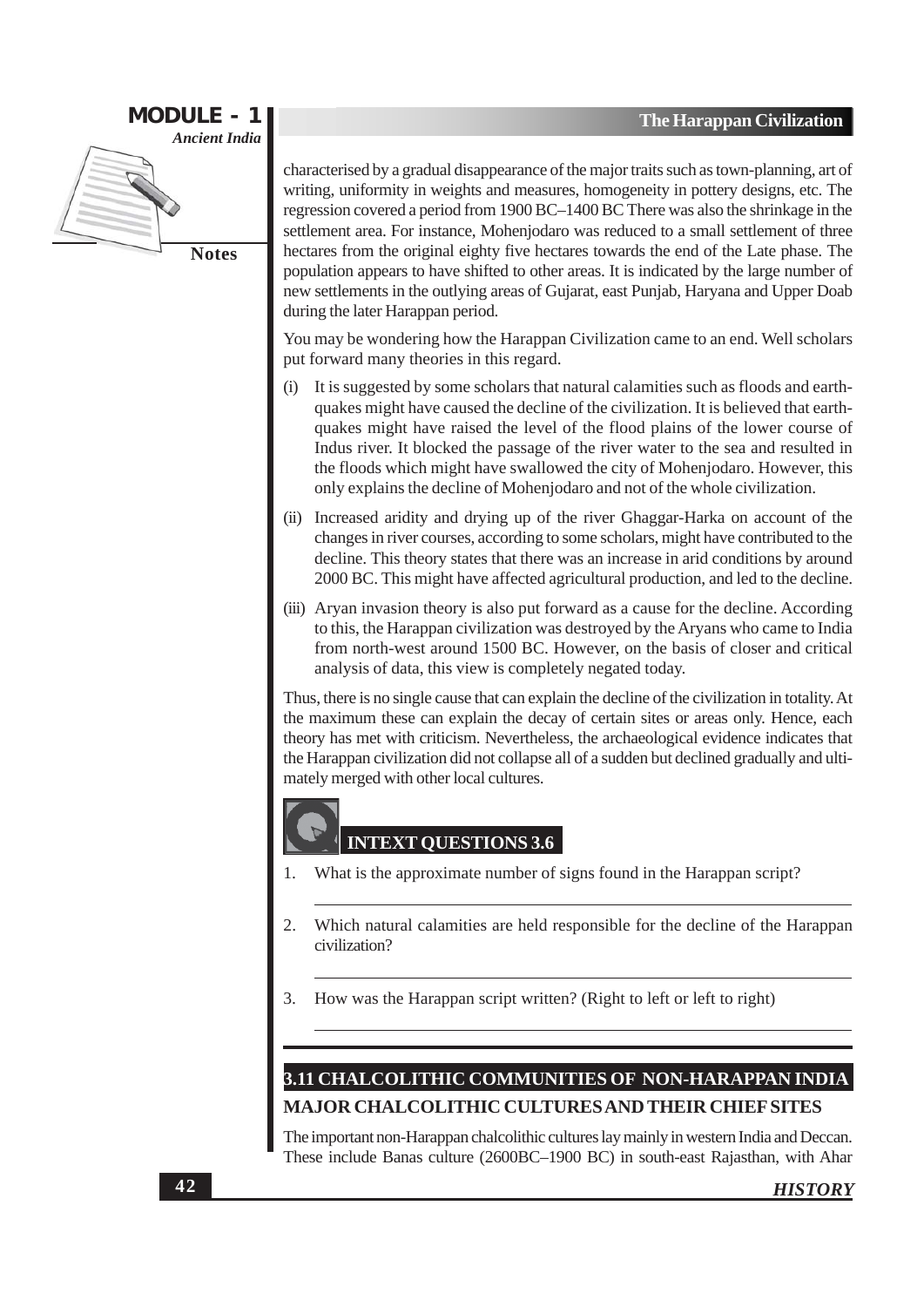characterised by a gradual disappearance of the major traits such as town-planning, art of writing, uniformity in weights and measures, homogeneity in pottery designs, etc. The regression covered a period from 1900 BC–1400 BC There was also the shrinkage in the settlement area. For instance, Mohenjodaro was reduced to a small settlement of three hectares from the original eighty five hectares towards the end of the Late phase. The population appears to have shifted to other areas. It is indicated by the large number of new settlements in the outlying areas of Gujarat, east Punjab, Haryana and Upper Doab during the later Harappan period.

You may be wondering how the Harappan Civilization came to an end. Well scholars put forward many theories in this regard.

(i) It is suggested by some scholars that natural calamities such as floods and earthquakes might have caused the decline of the civilization. It is believed that earthquakes might have raised the level of the flood plains of the lower course of Indus river. It blocked the passage of the river water to the sea and resulted in the floods which might have swallowed the city of Mohenjodaro. However, this only explains the decline of Mohenjodaro and not of the whole civilization.

(ii) Increased aridity and drying up of the river Ghaggar-Harka on account of the changes in river courses, according to some scholars, might have contributed to the decline. This theory states that there was an increase in arid conditions by around 2000 BC. This might have affected agricultural production, and led to the decline.

(iii) Aryan invasion theory is also put forward as a cause for the decline. According to this, the Harappan civilization was destroyed by the Aryans who came to India from north-west around 1500 BC. However, on the basis of closer and critical analysis of data, this view is completely negated today.

Thus, there is no single cause that can explain the decline of the civilization in totality. At the maximum these can explain the decay of certain sites or areas only. Hence, each theory has met with criticism. Nevertheless, the archaeological evidence indicates that the Harappan civilization did not collapse all of a sudden but declined gradually and ultimately merged with other local cultures.

## INTEXT QUESTIONS 3.6

1. What is the approximate number of signs found in the Harappan script?

2. Which natural calamities are held responsible for the decline of the Harappan civilization?

3. How was the Harappan script written? (Right to left or left to right)

## 3.11 CHALCOLITHIC COMMUNITIES OF NON-HARAPPAN INDIA

### MAJOR CHALCOLITHIC CULTURES AND THEIR CHIEF SITES

The important non-Harappan chalcolithic cultures lay mainly in western India and Deccan. These include Banas culture (2600BC–1900 BC) in south-east Rajasthan, with Ahar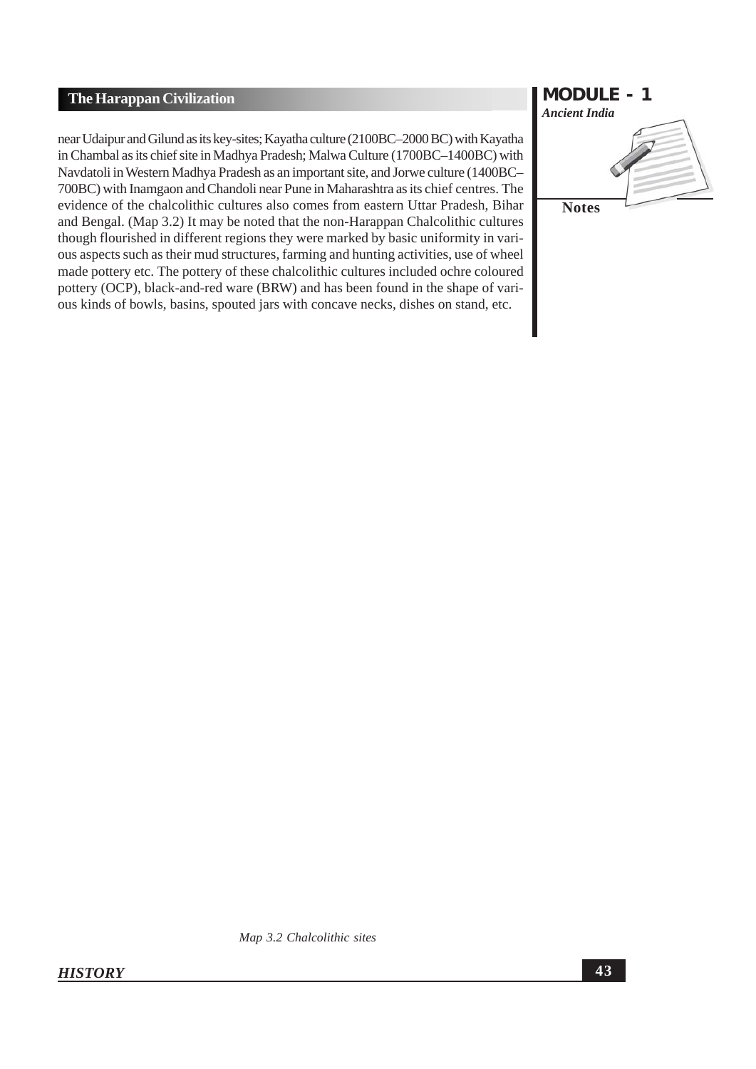near Udaipur and Gilund as its key-sites; Kayatha culture (2100BC–2000 BC) with Kayatha in Chambal as its chief site in Madhya Pradesh; Malwa Culture (1700BC–1400BC) with Navdatoli in Western Madhya Pradesh as an important site, and Jorwe culture (1400BC–700BC) with Inamgaon and Chandoli near Pune in Maharashtra as its chief centres. The evidence of the chalcolithic cultures also comes from eastern Uttar Pradesh, Bihar and Bengal. (Map 3.2) It may be noted that the non-Harappan Chalcolithic cultures though flourished in different regions they were marked by basic uniformity in various aspects such as their mud structures, farming and hunting activities, use of wheel made pottery etc. The pottery of these chalcolithic cultures included ochre coloured pottery (OCP), black-and-red ware (BRW) and has been found in the shape of various kinds of bowls, basins, spouted jars with concave necks, dishes on stand, etc.

*Map 3.2 Chalcolithic sites*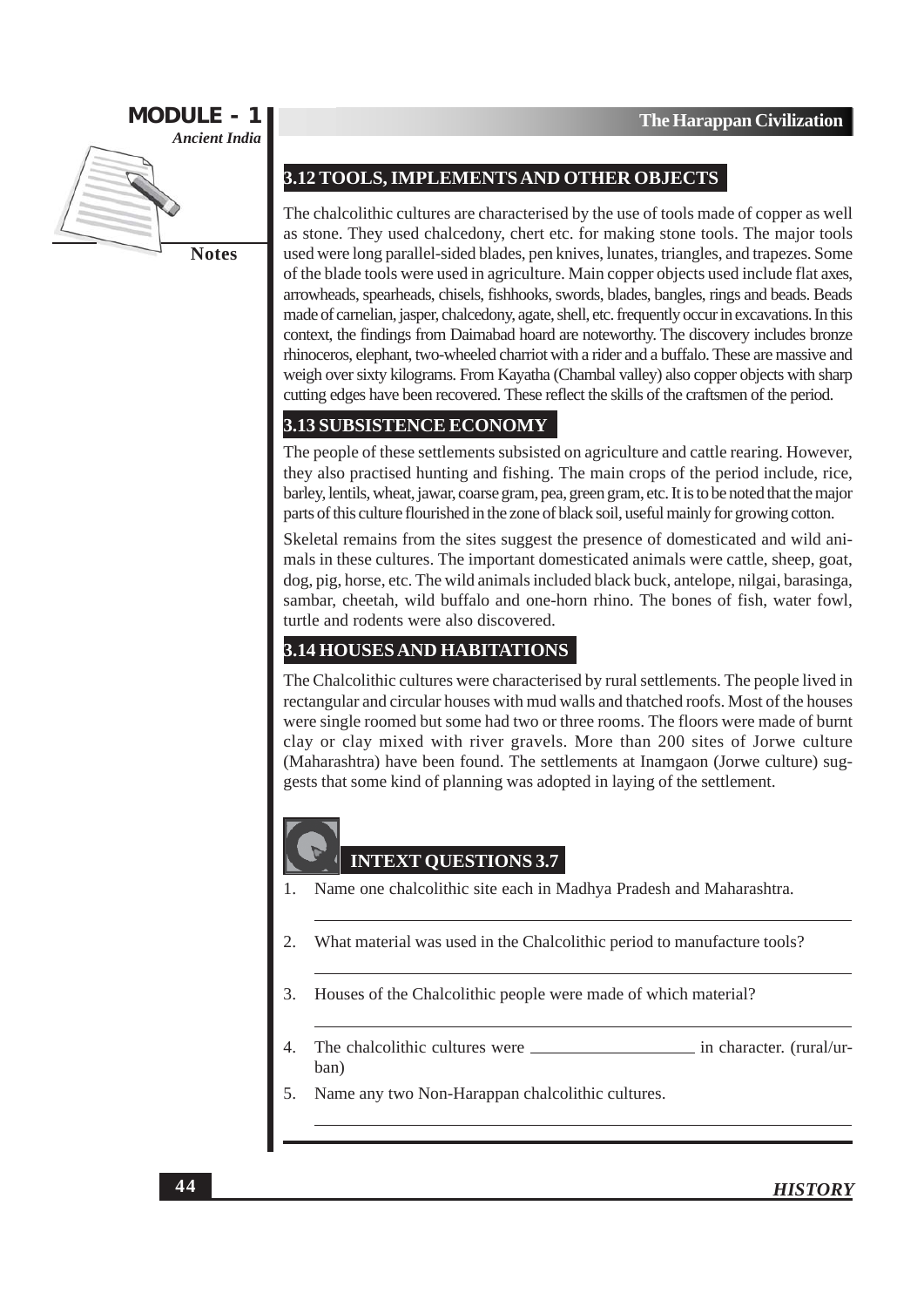## 3.12 TOOLS, IMPLEMENTS AND OTHER OBJECTS

The chalcolithic cultures are characterised by the use of tools made of copper as well as stone. They used chalcedony, chert etc. for making stone tools. The major tools used were long parallel-sided blades, pen knives, lunates, triangles, and trapezes. Some of the blade tools were used in agriculture. Main copper objects used include flat axes, arrowheads, spearheads, chisels, fishhooks, swords, blades, bangles, rings and beads. Beads made of carnelian, jasper, chalcedony, agate, shell, etc. frequently occur in excavations. In this context, the findings from Daimabad hoard are noteworthy. The discovery includes bronze rhinoceros, elephant, two-wheeled charriot with a rider and a buffalo. These are massive and weigh over sixty kilograms. From Kayatha (Chambal valley) also copper objects with sharp cutting edges have been recovered. These reflect the skills of the craftsmen of the period.

## 3.13 SUBSISTENCE ECONOMY

The people of these settlements subsisted on agriculture and cattle rearing. However, they also practised hunting and fishing. The main crops of the period include, rice, barley, lentils, wheat, jawar, coarse gram, pea, green gram, etc. It is to be noted that the major parts of this culture flourished in the zone of black soil, useful mainly for growing cotton.

Skeletal remains from the sites suggest the presence of domesticated and wild animals in these cultures. The important domesticated animals were cattle, sheep, goat, dog, pig, horse, etc. The wild animals included black buck, antelope, nilgai, barasinga, sambar, cheetah, wild buffalo and one-horn rhino. The bones of fish, water fowl, turtle and rodents were also discovered.

## 3.14 HOUSES AND HABITATIONS

The Chalcolithic cultures were characterised by rural settlements. The people lived in rectangular and circular houses with mud walls and thatched roofs. Most of the houses were single roomed but some had two or three rooms. The floors were made of burnt clay or clay mixed with river gravels. More than 200 sites of Jorwe culture (Maharashtra) have been found. The settlements at Inamgaon (Jorwe culture) suggests that some kind of planning was adopted in laying of the settlement.

### INTEXT QUESTIONS 3.7

1. Name one chalcolithic site each in Madhya Pradesh and Maharashtra.

   ______________________________

2. What material was used in the Chalcolithic period to manufacture tools?

   ______________________________

3. Houses of the Chalcolithic people were made of which material?

   ______________________________

4. The chalcolithic cultures were ____________________ in character. (rural/urban)

5. Name any two Non-Harappan chalcolithic cultures.

   ______________________________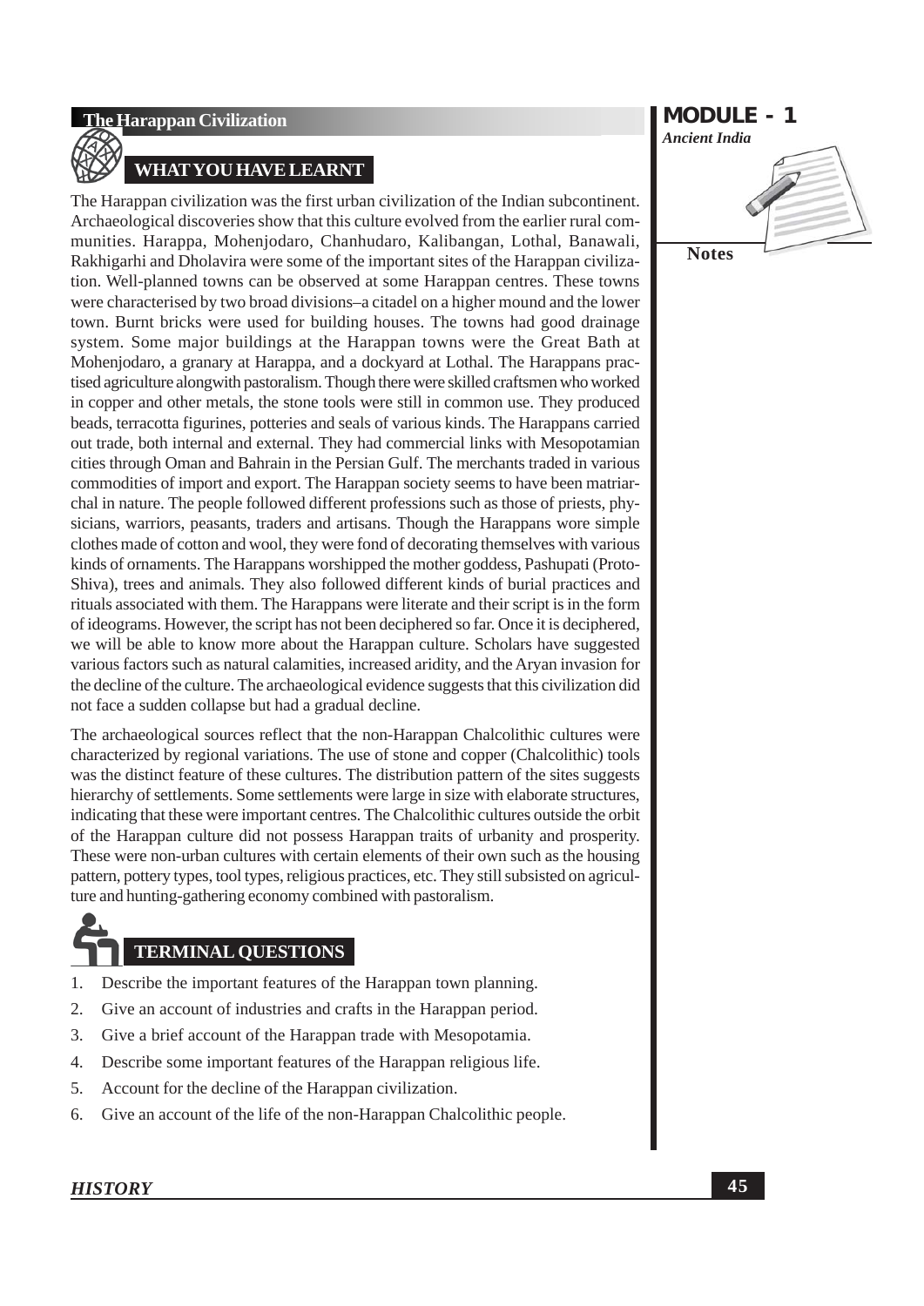## WHAT YOU HAVE LEARNT

The Harappan civilization was the first urban civilization of the Indian subcontinent. Archaeological discoveries show that this culture evolved from the earlier rural communities. Harappa, Mohenjodaro, Chanhudaro, Kalibangan, Lothal, Banawali, Rakhigarhi and Dholavira were some of the important sites of the Harappan civilization. Well-planned towns can be observed at some Harappan centres. These towns were characterised by two broad divisions–a citadel on a higher mound and the lower town. Burnt bricks were used for building houses. The towns had good drainage system. Some major buildings at the Harappan towns were the Great Bath at Mohenjodaro, a granary at Harappa, and a dockyard at Lothal. The Harappans practised agriculture alongwith pastoralism. Though there were skilled craftsmen who worked in copper and other metals, the stone tools were still in common use. They produced beads, terracotta figurines, potteries and seals of various kinds. The Harappans carried out trade, both internal and external. They had commercial links with Mesopotamian cities through Oman and Bahrain in the Persian Gulf. The merchants traded in various commodities of import and export. The Harappan society seems to have been matriarchal in nature. The people followed different professions such as those of priests, physicians, warriors, peasants, traders and artisans. Though the Harappans wore simple clothes made of cotton and wool, they were fond of decorating themselves with various kinds of ornaments. The Harappans worshipped the mother goddess, Pashupati (Proto-Shiva), trees and animals. They also followed different kinds of burial practices and rituals associated with them. The Harappans were literate and their script is in the form of ideograms. However, the script has not been deciphered so far. Once it is deciphered, we will be able to know more about the Harappan culture. Scholars have suggested various factors such as natural calamities, increased aridity, and the Aryan invasion for the decline of the culture. The archaeological evidence suggests that this civilization did not face a sudden collapse but had a gradual decline.

The archaeological sources reflect that the non-Harappan Chalcolithic cultures were characterized by regional variations. The use of stone and copper (Chalcolithic) tools was the distinct feature of these cultures. The distribution pattern of the sites suggests hierarchy of settlements. Some settlements were large in size with elaborate structures, indicating that these were important centres. The Chalcolithic cultures outside the orbit of the Harappan culture did not possess Harappan traits of urbanity and prosperity. These were non-urban cultures with certain elements of their own such as the housing pattern, pottery types, tool types, religious practices, etc. They still subsisted on agriculture and hunting-gathering economy combined with pastoralism.

## TERMINAL QUESTIONS

1. Describe the important features of the Harappan town planning.
2. Give an account of industries and crafts in the Harappan period.
3. Give a brief account of the Harappan trade with Mesopotamia.
4. Describe some important features of the Harappan religious life.
5. Account for the decline of the Harappan civilization.
6. Give an account of the life of the non-Harappan Chalcolithic people.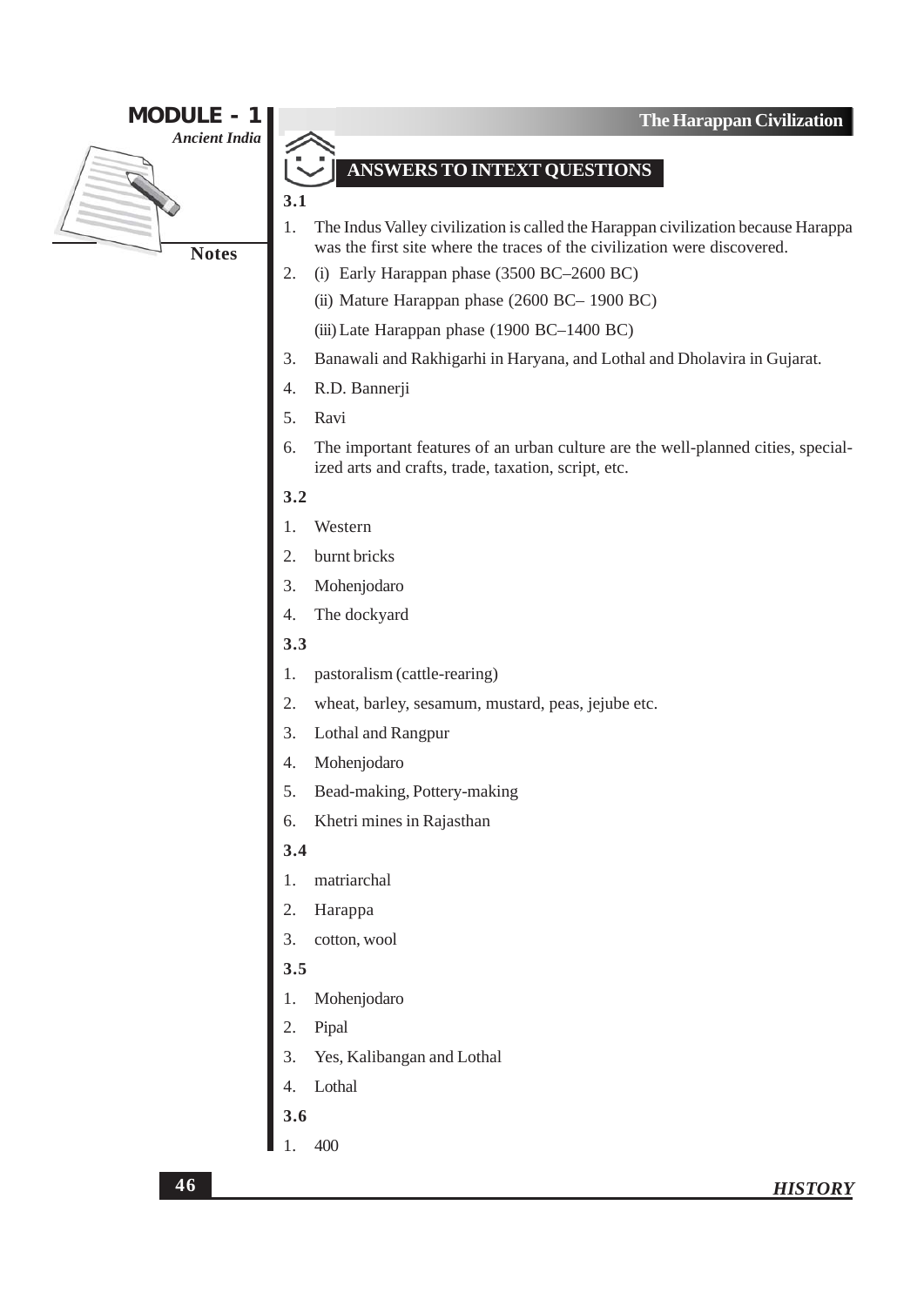## ANSWERS TO INTEXT QUESTIONS

**3.1**

1. The Indus Valley civilization is called the Harappan civilization because Harappa was the first site where the traces of the civilization were discovered.
2. (i) Early Harappan phase (3500 BC–2600 BC)

   (ii) Mature Harappan phase (2600 BC– 1900 BC)

   (iii) Late Harappan phase (1900 BC–1400 BC)
3. Banawali and Rakhigarhi in Haryana, and Lothal and Dholavira in Gujarat.
4. R.D. Bannerji
5. Ravi
6. The important features of an urban culture are the well-planned cities, specialized arts and crafts, trade, taxation, script, etc.

**3.2**

1. Western
2. burnt bricks
3. Mohenjodaro
4. The dockyard

**3.3**

1. pastoralism (cattle-rearing)
2. wheat, barley, sesamum, mustard, peas, jejube etc.
3. Lothal and Rangpur
4. Mohenjodaro
5. Bead-making, Pottery-making
6. Khetri mines in Rajasthan

**3.4**

1. matriarchal
2. Harappa
3. cotton, wool

**3.5**

1. Mohenjodaro
2. Pipal
3. Yes, Kalibangan and Lothal
4. Lothal

**3.6**

1. 400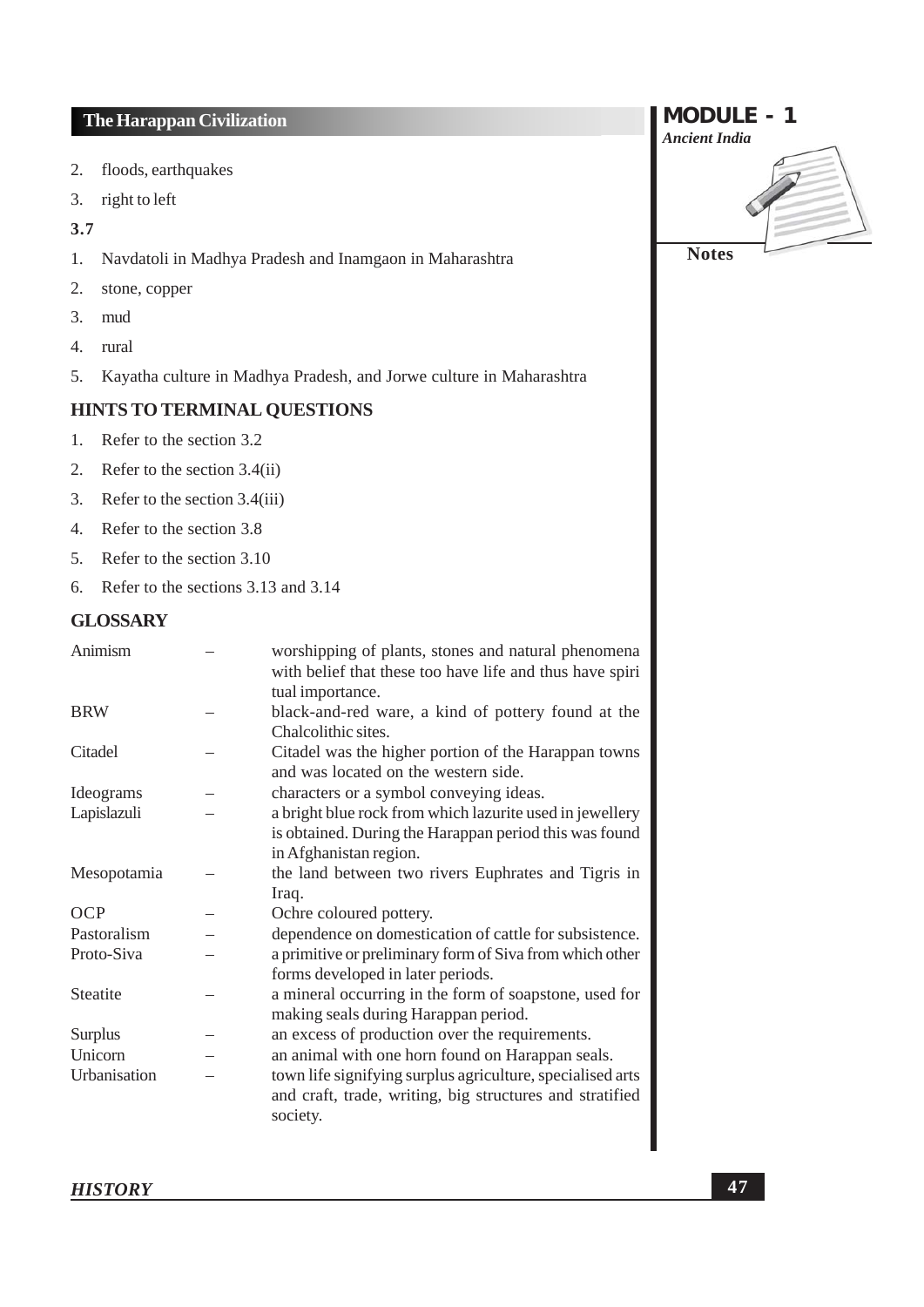2. floods, earthquakes
3. right to left

**3.7**

1. Navdatoli in Madhya Pradesh and Inamgaon in Maharashtra
2. stone, copper
3. mud
4. rural
5. Kayatha culture in Madhya Pradesh, and Jorwe culture in Maharashtra

## HINTS TO TERMINAL QUESTIONS

1. Refer to the section 3.2
2. Refer to the section 3.4(ii)
3. Refer to the section 3.4(iii)
4. Refer to the section 3.8
5. Refer to the section 3.10
6. Refer to the sections 3.13 and 3.14

## GLOSSARY

| | | |
|---|---|---|
| Animism | – | worshipping of plants, stones and natural phenomena with belief that these too have life and thus have spiri tual importance. |
| BRW | – | black-and-red ware, a kind of pottery found at the Chalcolithic sites. |
| Citadel | – | Citadel was the higher portion of the Harappan towns and was located on the western side. |
| Ideograms | – | characters or a symbol conveying ideas. |
| Lapislazuli | – | a bright blue rock from which lazurite used in jewellery is obtained. During the Harappan period this was found in Afghanistan region. |
| Mesopotamia | – | the land between two rivers Euphrates and Tigris in Iraq. |
| OCP | – | Ochre coloured pottery. |
| Pastoralism | – | dependence on domestication of cattle for subsistence. |
| Proto-Siva | – | a primitive or preliminary form of Siva from which other forms developed in later periods. |
| Steatite | – | a mineral occurring in the form of soapstone, used for making seals during Harappan period. |
| Surplus | – | an excess of production over the requirements. |
| Unicorn | – | an animal with one horn found on Harappan seals. |
| Urbanisation | – | town life signifying surplus agriculture, specialised arts and craft, trade, writing, big structures and stratified society. |